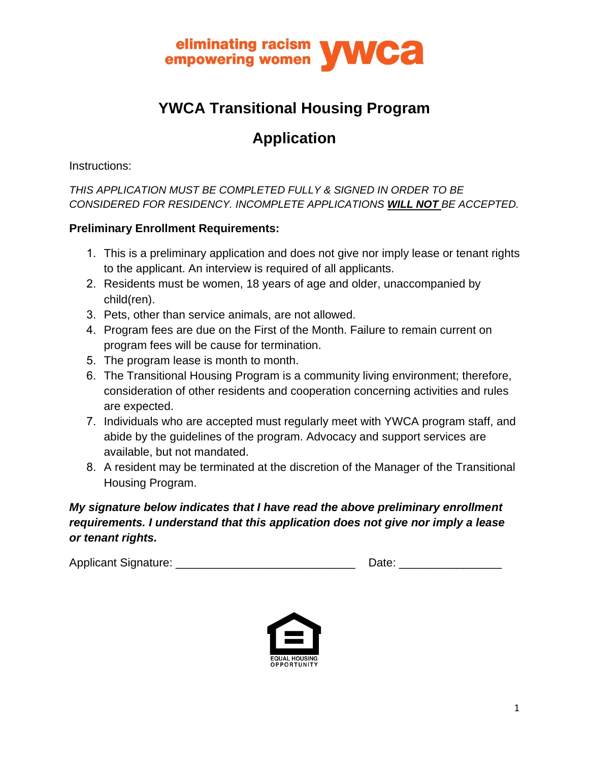eliminating racism empowering women ywca

# YWCA Transitional Housing Program

## Application

Instructions:

*THIS APPLICATION MUST BE COMPLETED FULLY & SIGNED IN ORDER TO BE CONSIDERED FOR RESIDENCY. INCOMPLETE APPLICATIONS **WILL NOT** BE ACCEPTED.*

**Preliminary Enrollment Requirements:**

1. This is a preliminary application and does not give nor imply lease or tenant rights to the applicant. An interview is required of all applicants.
2. Residents must be women, 18 years of age and older, unaccompanied by child(ren).
3. Pets, other than service animals, are not allowed.
4. Program fees are due on the First of the Month. Failure to remain current on program fees will be cause for termination.
5. The program lease is month to month.
6. The Transitional Housing Program is a community living environment; therefore, consideration of other residents and cooperation concerning activities and rules are expected.
7. Individuals who are accepted must regularly meet with YWCA program staff, and abide by the guidelines of the program. Advocacy and support services are available, but not mandated.
8. A resident may be terminated at the discretion of the Manager of the Transitional Housing Program.

***My signature below indicates that I have read the above preliminary enrollment requirements. I understand that this application does not give nor imply a lease or tenant rights.***

Applicant Signature: ___________________________ Date: ________________

EQUAL HOUSING OPPORTUNITY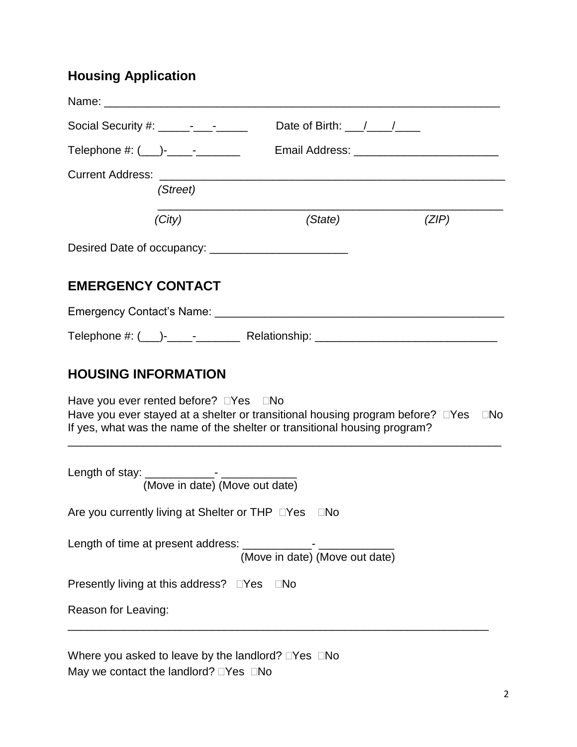## Housing Application

Name: ________________________________________________________________

Social Security #: _____-___-_____ Date of Birth: ___/____/____

Telephone #: (___)-____-_______ Email Address: _______________________

Current Address: ________________________________________________________

*(Street)*

________________________________________________________

*(City)* *(State)* *(ZIP)*

Desired Date of occupancy: ______________________

## EMERGENCY CONTACT

Emergency Contact's Name: ______________________________________________

Telephone #: (___)-____-_______ Relationship: ____________________________

## HOUSING INFORMATION

Have you ever rented before? ☐Yes ☐No

Have you ever stayed at a shelter or transitional housing program before? ☐Yes ☐No

If yes, what was the name of the shelter or transitional housing program?

______________________________________________________________________

Length of stay: ___________- ____________
(Move in date) (Move out date)

Are you currently living at Shelter or THP ☐Yes ☐No

Length of time at present address: ___________- ____________
(Move in date) (Move out date)

Presently living at this address? ☐Yes ☐No

Reason for Leaving:

______________________________________________________________________

Where you asked to leave by the landlord? ☐Yes ☐No

May we contact the landlord? ☐Yes ☐No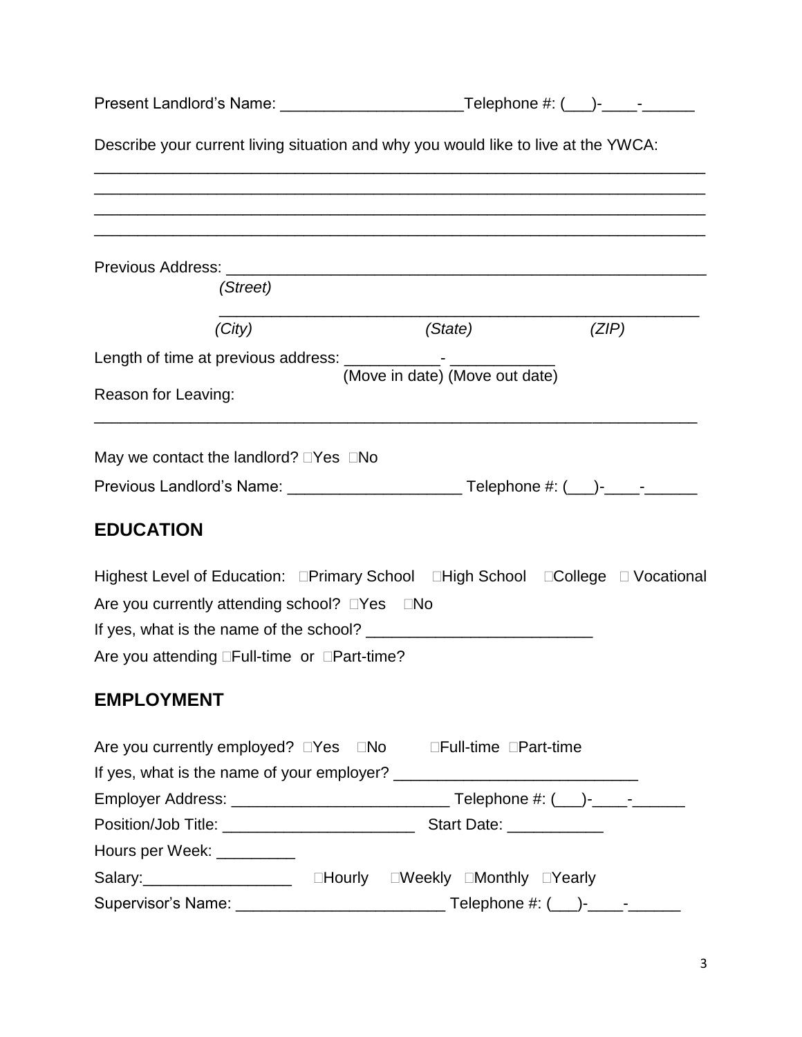Present Landlord's Name: ____________________Telephone #: (___)-____-______

Describe your current living situation and why you would like to live at the YWCA:

____________________________________________________________________

____________________________________________________________________

____________________________________________________________________

____________________________________________________________________

Previous Address: ____________________________________________________
*(Street)*

____________________________________________________
*(City)* *(State)* *(ZIP)*

Length of time at previous address: __________- ___________
(Move in date) (Move out date)

Reason for Leaving:

____________________________________________________________________

May we contact the landlord? □Yes □No

Previous Landlord's Name: ___________________ Telephone #: (___)-____-______

## EDUCATION

Highest Level of Education: □Primary School □High School □College □ Vocational

Are you currently attending school? □Yes □No

If yes, what is the name of the school? _________________________

Are you attending □Full-time or □Part-time?

## EMPLOYMENT

Are you currently employed? □Yes □No □Full-time □Part-time

If yes, what is the name of your employer? ___________________________

Employer Address: ________________________ Telephone #: (___)-____-______

Position/Job Title: ______________________ Start Date: ___________

Hours per Week: _________

Salary:_________________ □Hourly □Weekly □Monthly □Yearly

Supervisor's Name: _______________________ Telephone #: (___)-____-______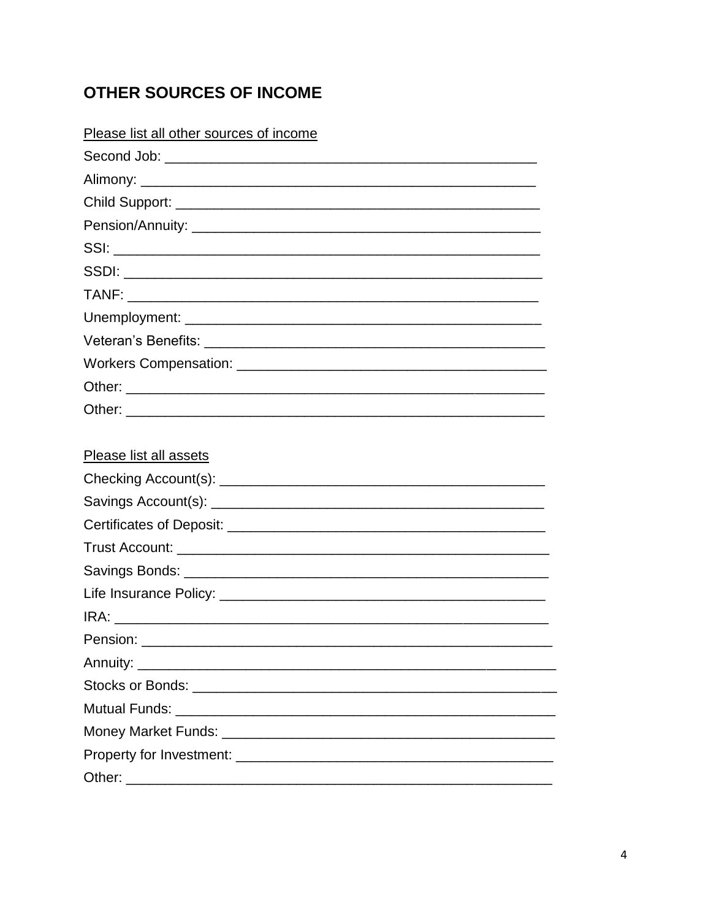## OTHER SOURCES OF INCOME

Please list all other sources of income

Second Job: ______________________________________________

Alimony: ________________________________________________

Child Support: ____________________________________________

Pension/Annuity: __________________________________________

SSI: ____________________________________________________

SSDI: ___________________________________________________

TANF: ___________________________________________________

Unemployment: ____________________________________________

Veteran's Benefits: _________________________________________

Workers Compensation: _____________________________________

Other: ___________________________________________________

Other: ___________________________________________________

Please list all assets

Checking Account(s): ________________________________________

Savings Account(s): _________________________________________

Certificates of Deposit: ______________________________________

Trust Account: _____________________________________________

Savings Bonds: _____________________________________________

Life Insurance Policy: ________________________________________

IRA: _____________________________________________________

Pension: __________________________________________________

Annuity: __________________________________________________

Stocks or Bonds: ____________________________________________

Mutual Funds: ______________________________________________

Money Market Funds: ________________________________________

Property for Investment: ______________________________________

Other: ____________________________________________________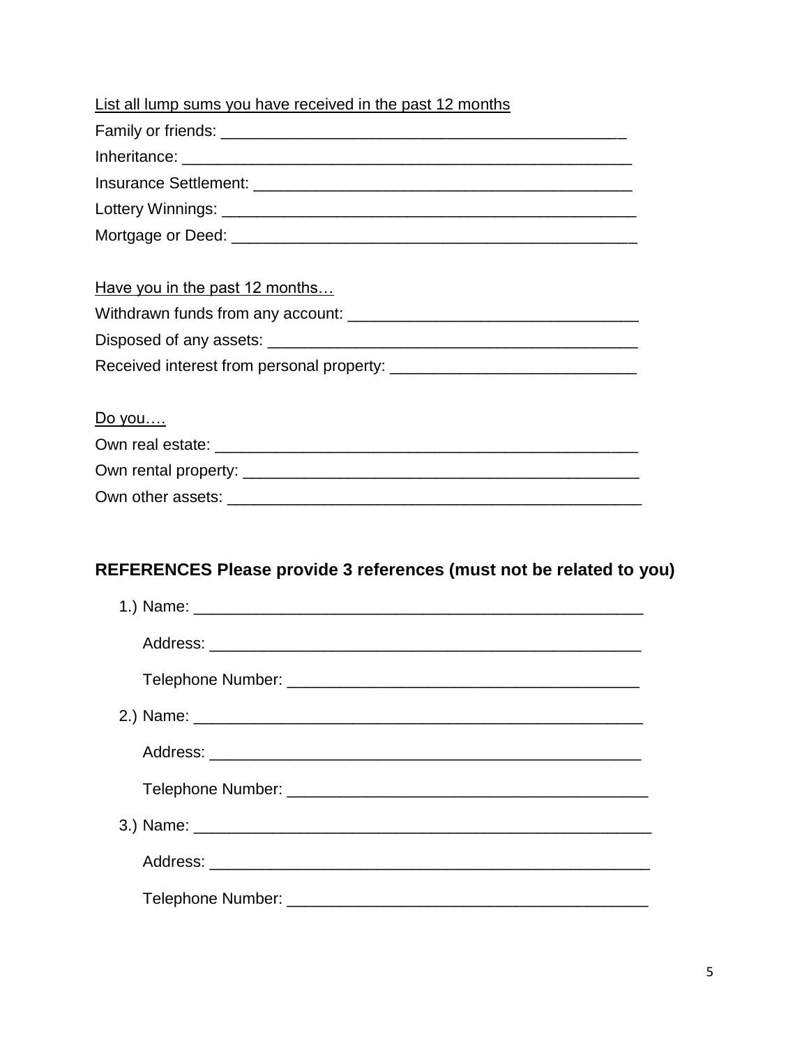<u>List all lump sums you have received in the past 12 months</u>

Family or friends: _______________________________________________

Inheritance: _____________________________________________________

Insurance Settlement: _____________________________________________

Lottery Winnings: _________________________________________________

Mortgage or Deed: ________________________________________________

<u>Have you in the past 12 months…</u>

Withdrawn funds from any account: _________________________________

Disposed of any assets: ____________________________________________

Received interest from personal property: ____________________________

<u>Do you….</u>

Own real estate: _________________________________________________

Own rental property: ______________________________________________

Own other assets: ________________________________________________

## REFERENCES Please provide 3 references (must not be related to you)

1.) Name: _____________________________________________________

Address: ___________________________________________________

Telephone Number: ___________________________________________

2.) Name: _____________________________________________________

Address: ___________________________________________________

Telephone Number: ___________________________________________

3.) Name: _____________________________________________________

Address: ___________________________________________________

Telephone Number: ___________________________________________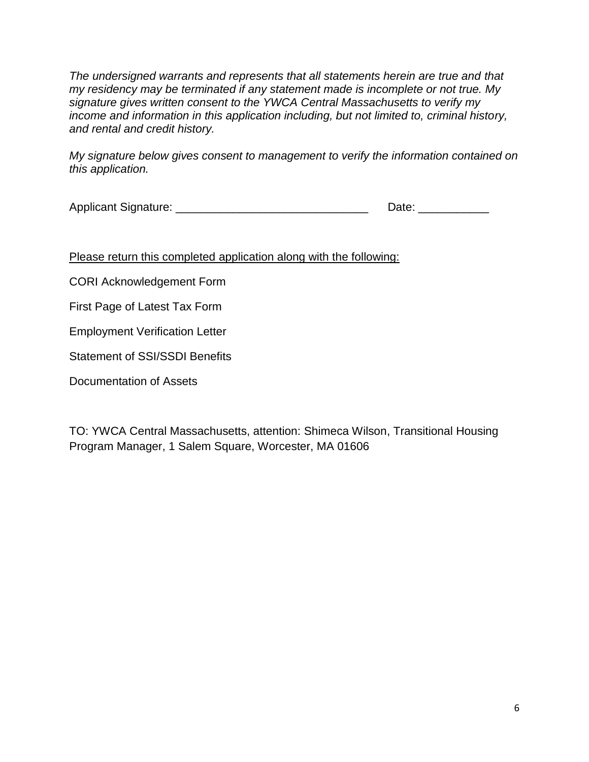*The undersigned warrants and represents that all statements herein are true and that my residency may be terminated if any statement made is incomplete or not true. My signature gives written consent to the YWCA Central Massachusetts to verify my income and information in this application including, but not limited to, criminal history, and rental and credit history.*

*My signature below gives consent to management to verify the information contained on this application.*

Applicant Signature: ______________________________ Date: ___________

<u>Please return this completed application along with the following:</u>

CORI Acknowledgement Form

First Page of Latest Tax Form

Employment Verification Letter

Statement of SSI/SSDI Benefits

Documentation of Assets

TO: YWCA Central Massachusetts, attention: Shimeca Wilson, Transitional Housing Program Manager, 1 Salem Square, Worcester, MA 01606